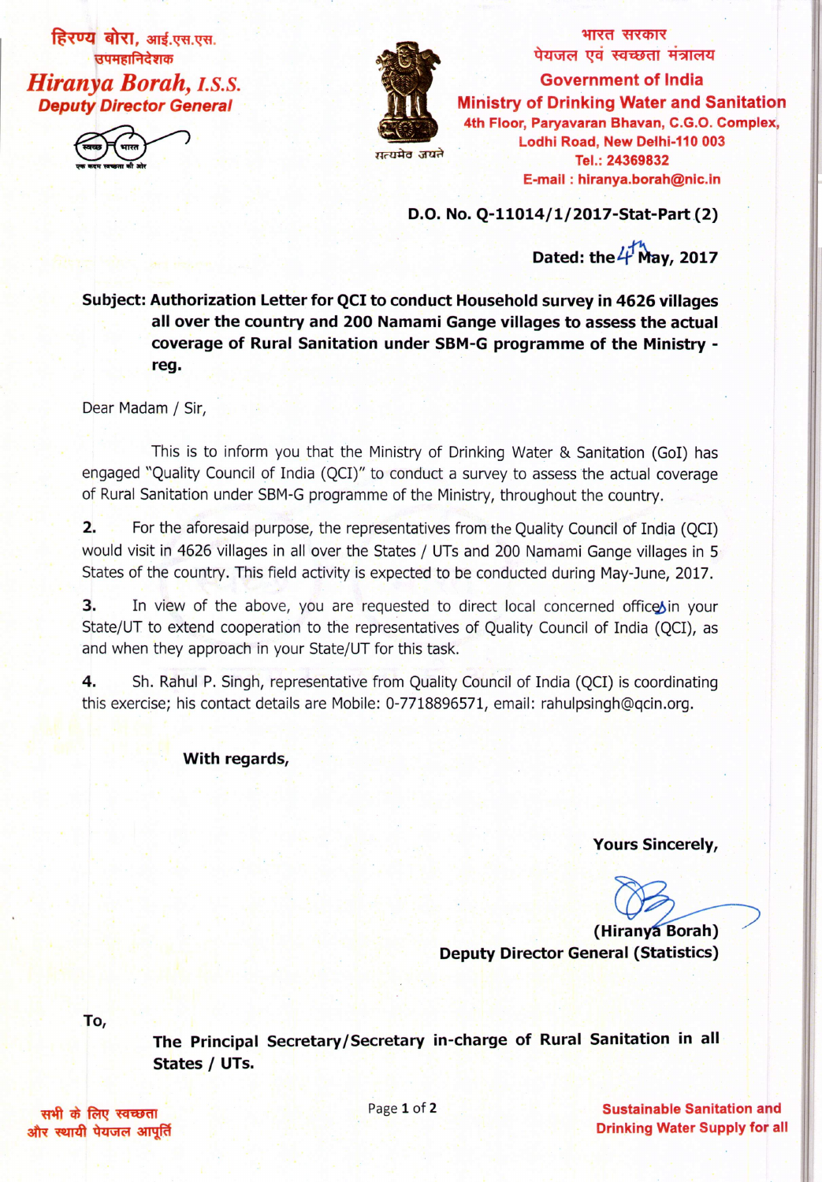हिरण्य बोरा, आई.एस.एस.
उपमहानिदेशक
*Hiranya Borah, I.S.S.*
**Deputy Director General**

भारत सरकार
पेयजल एवं स्वच्छता मंत्रालय
**Government of India**
**Ministry of Drinking Water and Sanitation**
**4th Floor, Paryavaran Bhavan, C.G.O. Complex,**
**Lodhi Road, New Delhi-110 003**
**Tel.: 24369832**
**E-mail : hiranya.borah@nic.in**

सत्यमेव जयते

**D.O. No. Q-11014/1/2017-Stat-Part (2)**

**Dated: the 4th May, 2017**

**Subject: Authorization Letter for QCI to conduct Household survey in 4626 villages all over the country and 200 Namami Gange villages to assess the actual coverage of Rural Sanitation under SBM-G programme of the Ministry - reg.**

Dear Madam / Sir,

This is to inform you that the Ministry of Drinking Water & Sanitation (GoI) has engaged "Quality Council of India (QCI)" to conduct a survey to assess the actual coverage of Rural Sanitation under SBM-G programme of the Ministry, throughout the country.

**2.** For the aforesaid purpose, the representatives from the Quality Council of India (QCI) would visit in 4626 villages in all over the States / UTs and 200 Namami Gange villages in 5 States of the country. This field activity is expected to be conducted during May-June, 2017.

**3.** In view of the above, you are requested to direct local concerned offices in your State/UT to extend cooperation to the representatives of Quality Council of India (QCI), as and when they approach in your State/UT for this task.

**4.** Sh. Rahul P. Singh, representative from Quality Council of India (QCI) is coordinating this exercise; his contact details are Mobile: 0-7718896571, email: rahulpsingh@qcin.org.

**With regards,**

**Yours Sincerely,**

**(Hiranya Borah)**
**Deputy Director General (Statistics)**

To,

**The Principal Secretary/Secretary in-charge of Rural Sanitation in all States / UTs.**

सभी के लिए स्वच्छता
और स्थायी पेयजल आपूर्ति

**Sustainable Sanitation and Drinking Water Supply for all**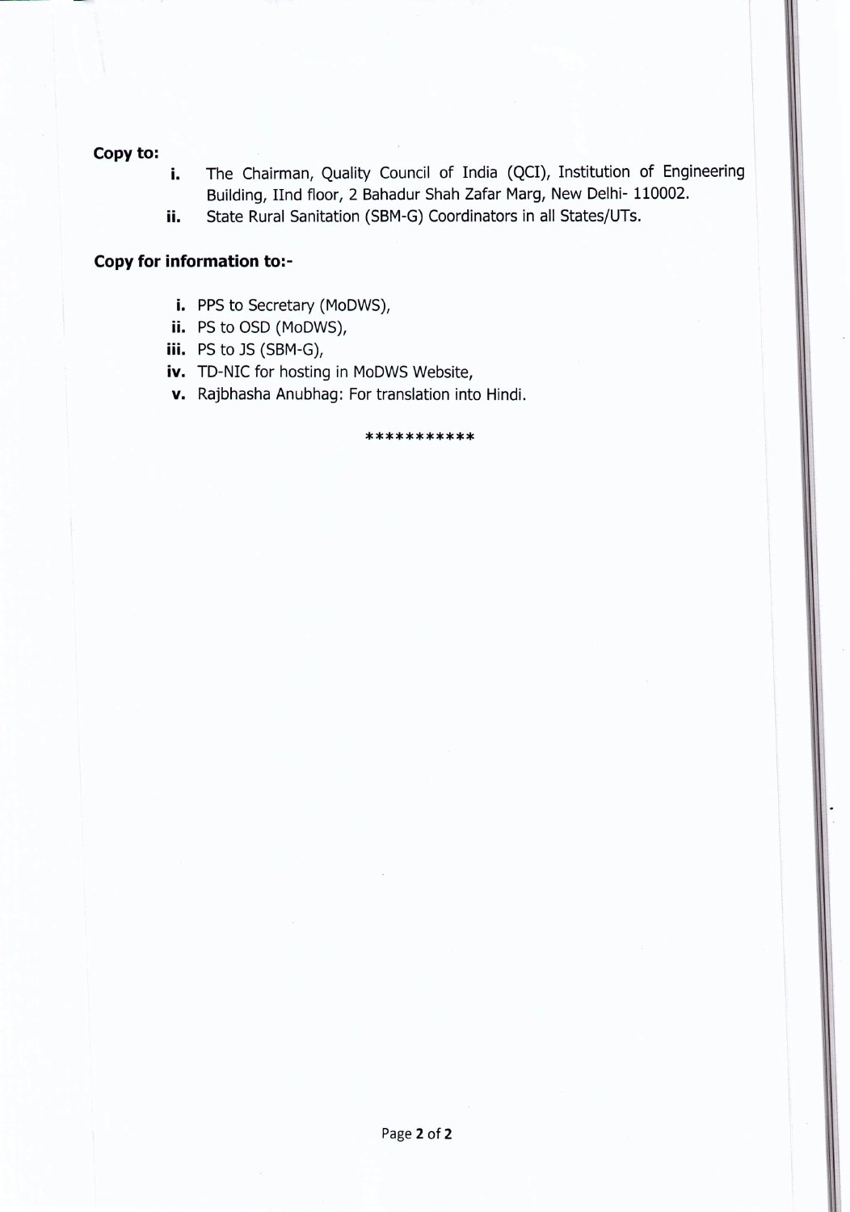**Copy to:**

i. The Chairman, Quality Council of India (QCI), Institution of Engineering Building, IInd floor, 2 Bahadur Shah Zafar Marg, New Delhi- 110002.

ii. State Rural Sanitation (SBM-G) Coordinators in all States/UTs.

**Copy for information to:-**

**i.** PPS to Secretary (MoDWS),
**ii.** PS to OSD (MoDWS),
**iii.** PS to JS (SBM-G),
**iv.** TD-NIC for hosting in MoDWS Website,
**v.** Rajbhasha Anubhag: For translation into Hindi.

***********